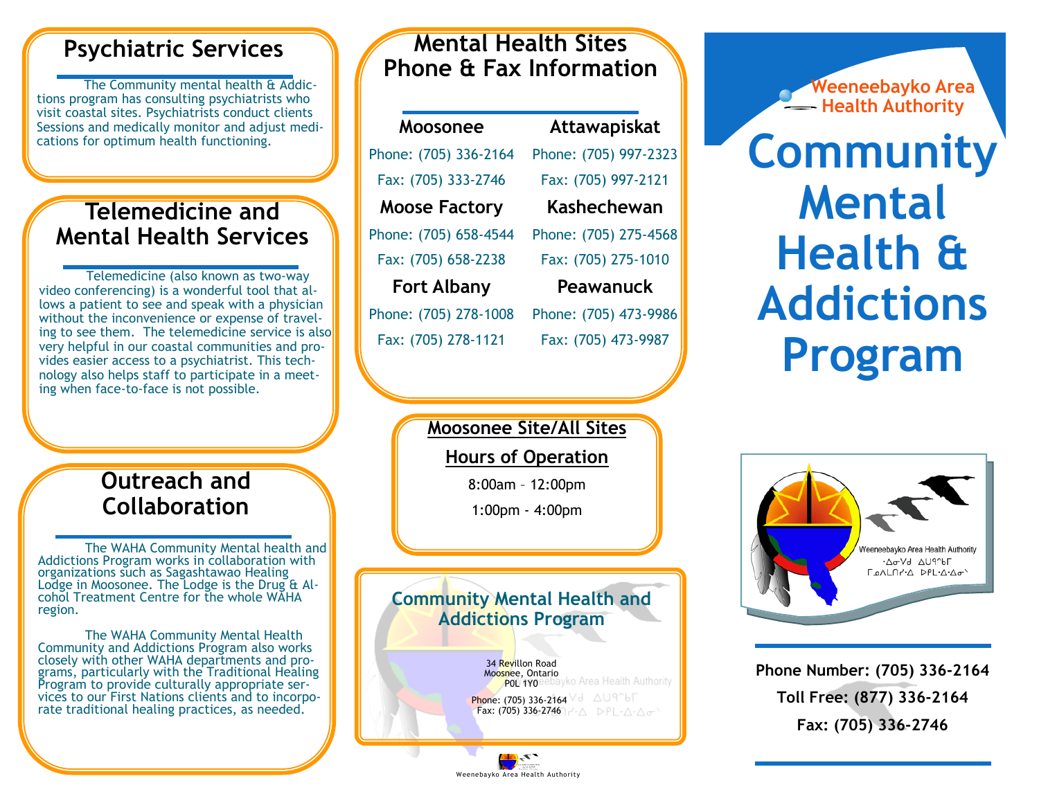## Psychiatric Services

The Community mental health & Addictions program has consulting psychiatrists who visit coastal sites. Psychiatrists conduct clients Sessions and medically monitor and adjust medications for optimum health functioning.

## Telemedicine and Mental Health Services

Telemedicine (also known as two-way video conferencing) is a wonderful tool that allows a patient to see and speak with a physician without the inconvenience or expense of traveling to see them. The telemedicine service is also very helpful in our coastal communities and provides easier access to a psychiatrist. This technology also helps staff to participate in a meeting when face-to-face is not possible.

## Outreach and Collaboration

The WAHA Community Mental health and Addictions Program works in collaboration with organizations such as Sagashtawao Healing Lodge in Moosonee. The Lodge is the Drug & Alcohol Treatment Centre for the whole WAHA region.

The WAHA Community Mental Health Community and Addictions Program also works closely with other WAHA departments and programs, particularly with the Traditional Healing Program to provide culturally appropriate services to our First Nations clients and to incorporate traditional healing practices, as needed.

## Mental Health Sites Phone & Fax Information

**Moosonee**
Phone: (705) 336-2164
Fax: (705) 333-2746

**Attawapiskat**
Phone: (705) 997-2323
Fax: (705) 997-2121

**Moose Factory**
Phone: (705) 658-4544
Fax: (705) 658-2238

**Kashechewan**
Phone: (705) 275-4568
Fax: (705) 275-1010

**Fort Albany**
Phone: (705) 278-1008
Fax: (705) 278-1121

**Peawanuck**
Phone: (705) 473-9986
Fax: (705) 473-9987

## Moosonee Site/All Sites

**Hours of Operation**

8:00am – 12:00pm

1:00pm - 4:00pm

## Community Mental Health and Addictions Program

34 Revillon Road
Moosnee, Ontario
P0L 1Y0

Phone: (705) 336-2164
Fax: (705) 336-2746

Weenebayko Area Health Authority

Weeneebayko Area Health Authority

# Community Mental Health & Addictions Program

Weeneebayko Area Health Authority
ᐧᐄᓂᐯᑯ ᐃᐅᑫᓐᑲᒥ
ᒥᓄᐱᒪᑎᓯᐧᐃ ᐅᑭᒪᐧᐃᐧᐃᓂᐠ

**Phone Number: (705) 336-2164**

**Toll Free: (877) 336-2164**

**Fax: (705) 336-2746**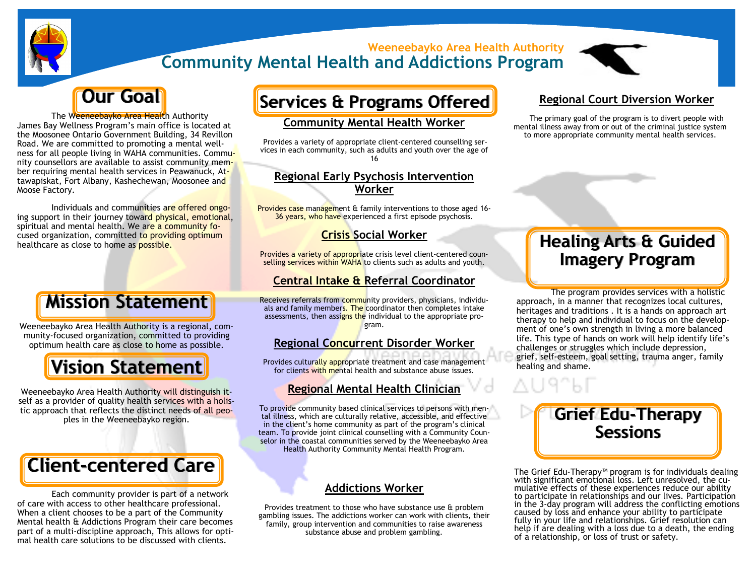Weeneebayko Area Health Authority

# Community Mental Health and Addictions Program

## Our Goal

The Weeneebayko Area Health Authority James Bay Wellness Program's main office is located at the Moosonee Ontario Government Building, 34 Revillon Road. We are committed to promoting a mental wellness for all people living in WAHA communities. Community counsellors are available to assist community member requiring mental health services in Peawanuck, Attawapiskat, Fort Albany, Kashechewan, Moosonee and Moose Factory.

Individuals and communities are offered ongoing support in their journey toward physical, emotional, spiritual and mental health. We are a community focused organization, committed to providing optimum healthcare as close to home as possible.

## Mission Statement

Weeneebayko Area Health Authority is a regional, community-focused organization, committed to providing optimum health care as close to home as possible.

## Vision Statement

Weeneebayko Area Health Authority will distinguish itself as a provider of quality health services with a holistic approach that reflects the distinct needs of all peoples in the Weeneebayko region.

## Client-centered Care

Each community provider is part of a network of care with access to other healthcare professional. When a client chooses to be a part of the Community Mental health & Addictions Program their care becomes part of a multi-discipline approach, This allows for optimal health care solutions to be discussed with clients.

## Services & Programs Offered

### Community Mental Health Worker

Provides a variety of appropriate client-centered counselling services in each community, such as adults and youth over the age of 16

### Regional Early Psychosis Intervention Worker

Provides case management & family interventions to those aged 16-36 years, who have experienced a first episode psychosis.

### Crisis Social Worker

Provides a variety of appropriate crisis level client-centered counselling services within WAHA to clients such as adults and youth.

### Central Intake & Referral Coordinator

Receives referrals from community providers, physicians, individuals and family members. The coordinator then completes intake assessments, then assigns the individual to the appropriate program.

### Regional Concurrent Disorder Worker

Provides culturally appropriate treatment and case management for clients with mental health and substance abuse issues.

### Regional Mental Health Clinician

To provide community based clinical services to persons with mental illness, which are culturally relative, accessible, and effective in the client's home community as part of the program's clinical team. To provide joint clinical counselling with a Community Counselor in the coastal communities served by the Weeneebayko Area Health Authority Community Mental Health Program.

### Addictions Worker

Provides treatment to those who have substance use & problem gambling issues. The addictions worker can work with clients, their family, group intervention and communities to raise awareness substance abuse and problem gambling.

### Regional Court Diversion Worker

The primary goal of the program is to divert people with mental illness away from or out of the criminal justice system to more appropriate community mental health services.

## Healing Arts & Guided Imagery Program

The program provides services with a holistic approach, in a manner that recognizes local cultures, heritages and traditions . It is a hands on approach art therapy to help and individual to focus on the development of one's own strength in living a more balanced life. This type of hands on work will help identify life's challenges or struggles which include depression, grief, self-esteem, goal setting, trauma anger, family healing and shame.

## Grief Edu-Therapy Sessions

The Grief Edu-Therapy™ program is for individuals dealing with significant emotional loss. Left unresolved, the cumulative effects of these experiences reduce our ability to participate in relationships and our lives. Participation in the 3-day program will address the conflicting emotions caused by loss and enhance your ability to participate fully in your life and relationships. Grief resolution can help if are dealing with a loss due to a death, the ending of a relationship, or loss of trust or safety.